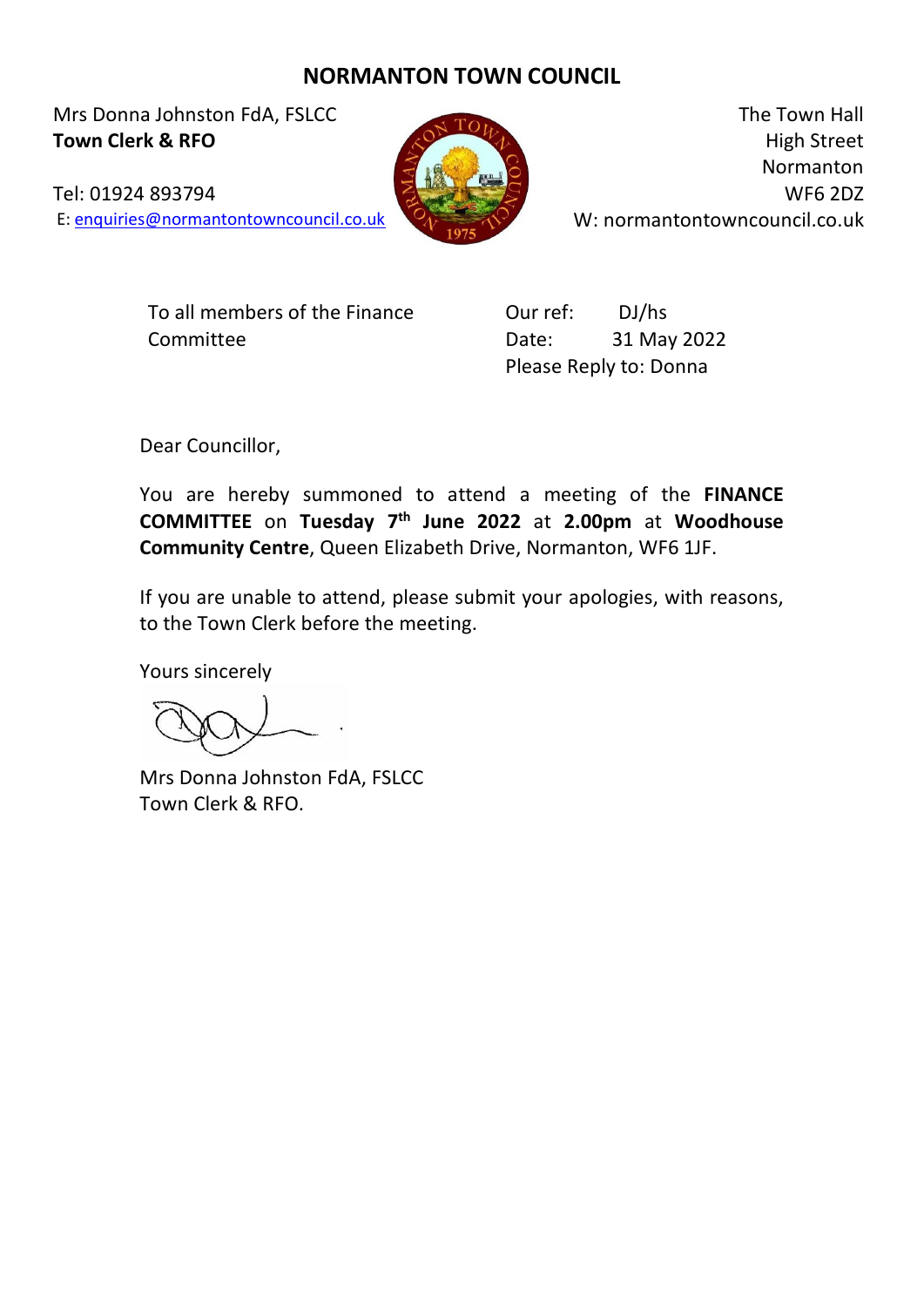# NORMANTON TOWN COUNCIL

Mrs Donna Johnston FdA, FSLCC
**Town Clerk & RFO**

Tel: 01924 893794
E: enquiries@normantontowncouncil.co.uk

The Town Hall
High Street
Normanton
WF6 2DZ
W: normantontowncouncil.co.uk

To all members of the Finance Committee

Our ref: DJ/hs
Date: 31 May 2022
Please Reply to: Donna

Dear Councillor,

You are hereby summoned to attend a meeting of the **FINANCE COMMITTEE** on **Tuesday 7th June 2022** at **2.00pm** at **Woodhouse Community Centre**, Queen Elizabeth Drive, Normanton, WF6 1JF.

If you are unable to attend, please submit your apologies, with reasons, to the Town Clerk before the meeting.

Yours sincerely

Mrs Donna Johnston FdA, FSLCC
Town Clerk & RFO.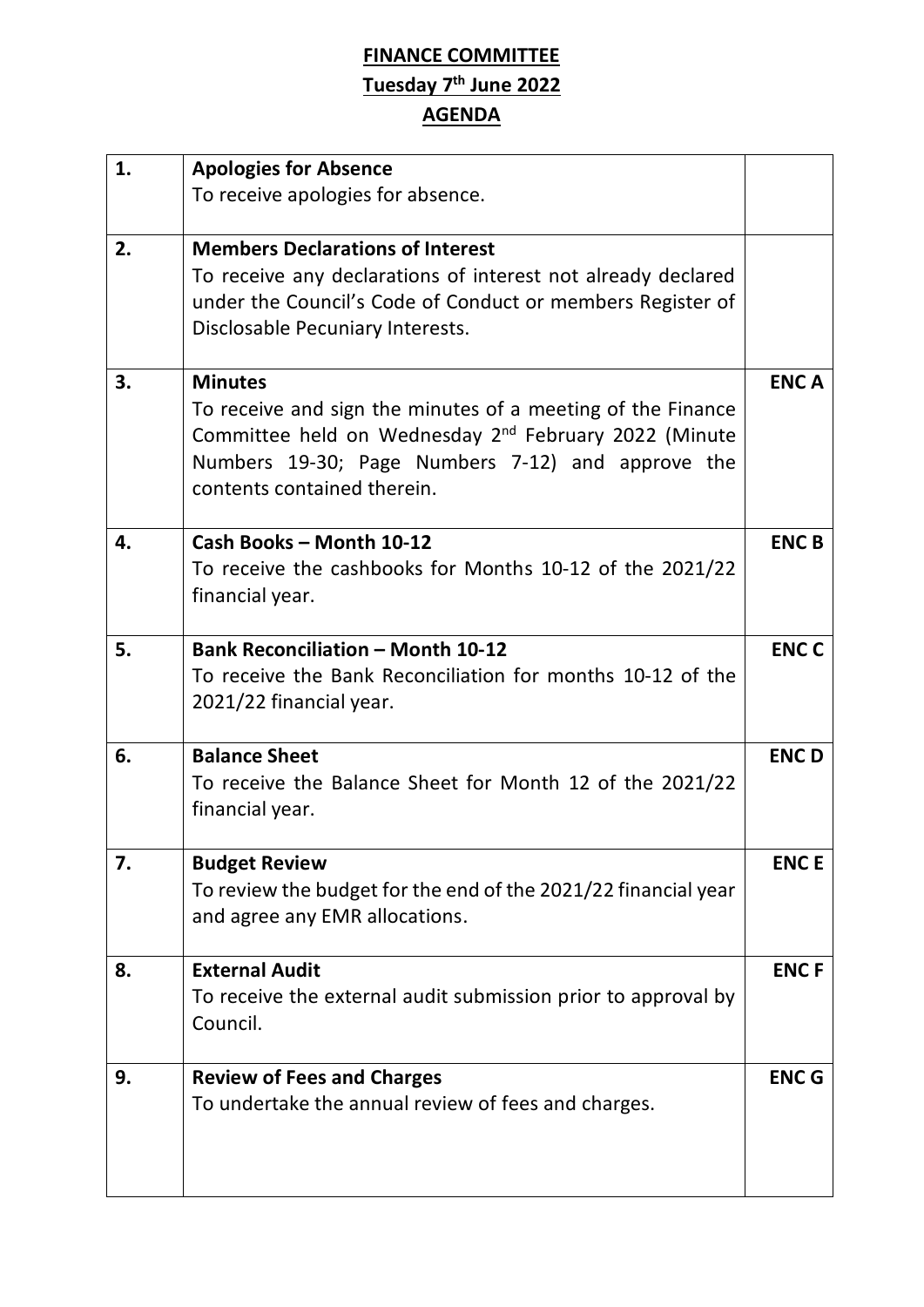# FINANCE COMMITTEE

## Tuesday 7th June 2022

## AGENDA

| | | |
|---|---|---|
| **1.** | **Apologies for Absence**<br>To receive apologies for absence. | |
| **2.** | **Members Declarations of Interest**<br>To receive any declarations of interest not already declared under the Council's Code of Conduct or members Register of Disclosable Pecuniary Interests. | |
| **3.** | **Minutes**<br>To receive and sign the minutes of a meeting of the Finance Committee held on Wednesday 2nd February 2022 (Minute Numbers 19-30; Page Numbers 7-12) and approve the contents contained therein. | **ENC A** |
| **4.** | **Cash Books – Month 10-12**<br>To receive the cashbooks for Months 10-12 of the 2021/22 financial year. | **ENC B** |
| **5.** | **Bank Reconciliation – Month 10-12**<br>To receive the Bank Reconciliation for months 10-12 of the 2021/22 financial year. | **ENC C** |
| **6.** | **Balance Sheet**<br>To receive the Balance Sheet for Month 12 of the 2021/22 financial year. | **ENC D** |
| **7.** | **Budget Review**<br>To review the budget for the end of the 2021/22 financial year and agree any EMR allocations. | **ENC E** |
| **8.** | **External Audit**<br>To receive the external audit submission prior to approval by Council. | **ENC F** |
| **9.** | **Review of Fees and Charges**<br>To undertake the annual review of fees and charges. | **ENC G** |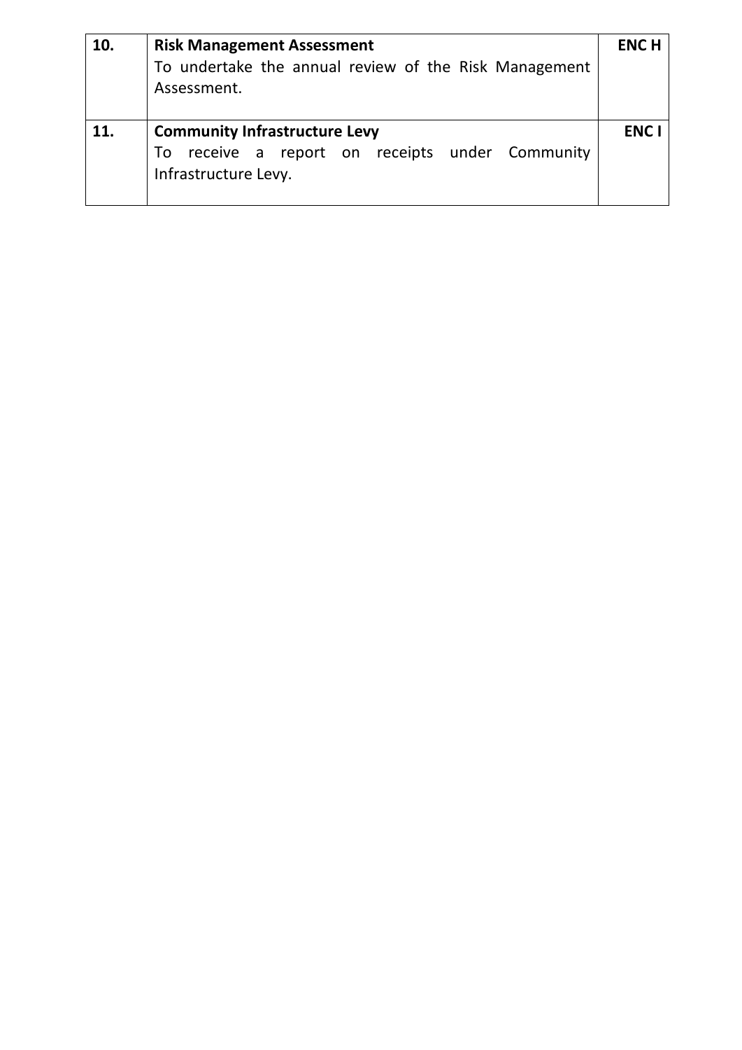| | | |
|---|---|---|
| 10. | **Risk Management Assessment**<br>To undertake the annual review of the Risk Management Assessment. | **ENC H** |
| 11. | **Community Infrastructure Levy**<br>To receive a report on receipts under Community Infrastructure Levy. | **ENC I** |